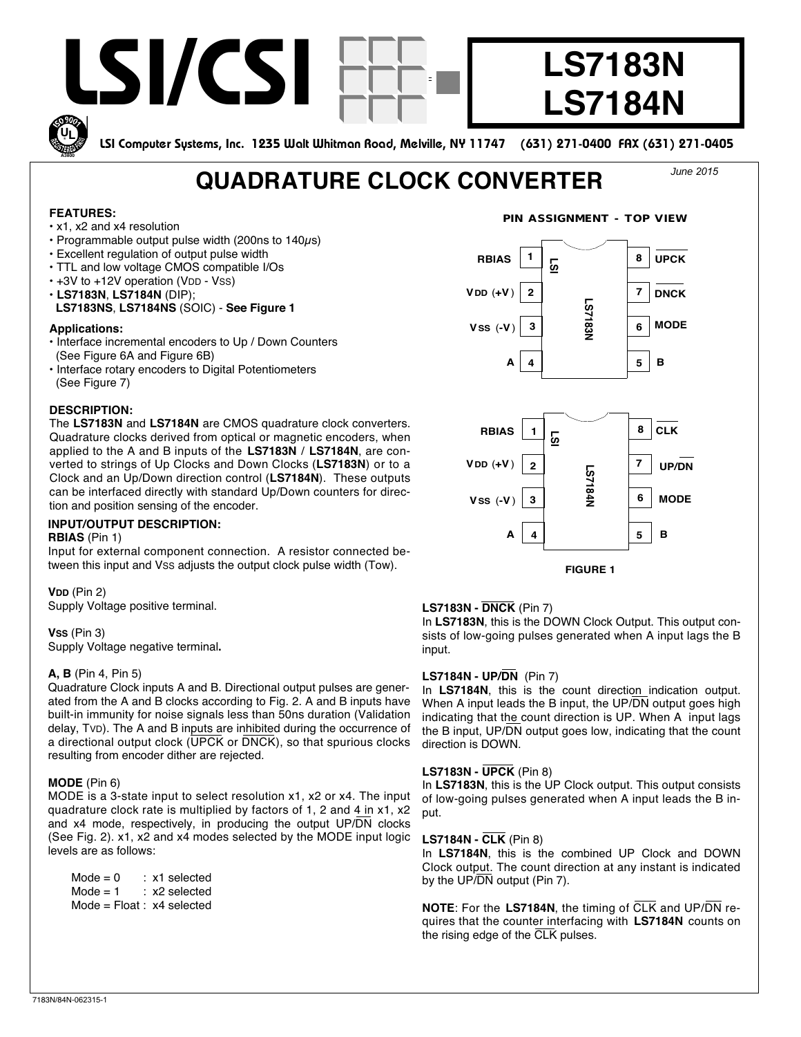# LS7183N
# LS7184N

LSI Computer Systems, Inc. 1235 Walt Whitman Road, Melville, NY 11747 (631) 271-0400 FAX (631) 271-0405

## QUADRATURE CLOCK CONVERTER

*June 2015*

### FEATURES:

- x1, x2 and x4 resolution
- Programmable output pulse width (200ns to 140μs)
- Excellent regulation of output pulse width
- TTL and low voltage CMOS compatible I/Os
- +3V to +12V operation ($V_{DD}$ - $V_{SS}$)
- **LS7183N**, **LS7184N** (DIP); **LS7183NS**, **LS7184NS** (SOIC) - **See Figure 1**

### Applications:

- Interface incremental encoders to Up / Down Counters (See Figure 6A and Figure 6B)
- Interface rotary encoders to Digital Potentiometers (See Figure 7)

### DESCRIPTION:

The **LS7183N** and **LS7184N** are CMOS quadrature clock converters. Quadrature clocks derived from optical or magnetic encoders, when applied to the A and B inputs of the **LS7183N** / **LS7184N**, are converted to strings of Up Clocks and Down Clocks (**LS7183N**) or to a Clock and an Up/Down direction control (**LS7184N**). These outputs can be interfaced directly with standard Up/Down counters for direction and position sensing of the encoder.

### INPUT/OUTPUT DESCRIPTION:

**RBIAS** (Pin 1)
Input for external component connection. A resistor connected between this input and Vss adjusts the output clock pulse width (Tow).

**$V_{DD}$** (Pin 2)
Supply Voltage positive terminal.

**$V_{SS}$** (Pin 3)
Supply Voltage negative terminal.

**A, B** (Pin 4, Pin 5)
Quadrature Clock inputs A and B. Directional output pulses are generated from the A and B clocks according to Fig. 2. A and B inputs have built-in immunity for noise signals less than 50ns duration (Validation delay, $T_{VD}$). The A and B inputs are inhibited during the occurrence of a directional output clock (UPCK or DNCK), so that spurious clocks resulting from encoder dither are rejected.

**MODE** (Pin 6)
MODE is a 3-state input to select resolution x1, x2 or x4. The input quadrature clock rate is multiplied by factors of 1, 2 and 4 in x1, x2 and x4 mode, respectively, in producing the output UP/DN clocks (See Fig. 2). x1, x2 and x4 modes selected by the MODE input logic levels are as follows:

Mode = 0 : x1 selected
Mode = 1 : x2 selected
Mode = Float : x4 selected

#### PIN ASSIGNMENT - TOP VIEW

LS7183N:

| Pin | Name | Pin | Name |
|---|---|---|---|
| 1 | RBIAS | 8 | UPCK |
| 2 | VDD (+V) | 7 | DNCK |
| 3 | VSS (-V) | 6 | MODE |
| 4 | A | 5 | B |

LS7184N:

| Pin | Name | Pin | Name |
|---|---|---|---|
| 1 | RBIAS | 8 | CLK |
| 2 | VDD (+V) | 7 | UP/DN |
| 3 | VSS (-V) | 6 | MODE |
| 4 | A | 5 | B |

FIGURE 1

**LS7183N - DNCK** (Pin 7)
In **LS7183N**, this is the DOWN Clock Output. This output consists of low-going pulses generated when A input lags the B input.

**LS7184N - UP/DN** (Pin 7)
In **LS7184N**, this is the count direction indication output. When A input leads the B input, the UP/DN output goes high indicating that the count direction is UP. When A input lags the B input, UP/DN output goes low, indicating that the count direction is DOWN.

**LS7183N - UPCK** (Pin 8)
In **LS7183N**, this is the UP Clock output. This output consists of low-going pulses generated when A input leads the B input.

**LS7184N - CLK** (Pin 8)
In **LS7184N**, this is the combined UP Clock and DOWN Clock output. The count direction at any instant is indicated by the UP/DN output (Pin 7).

**NOTE**: For the **LS7184N**, the timing of CLK and UP/DN requires that the counter interfacing with **LS7184N** counts on the rising edge of the CLK pulses.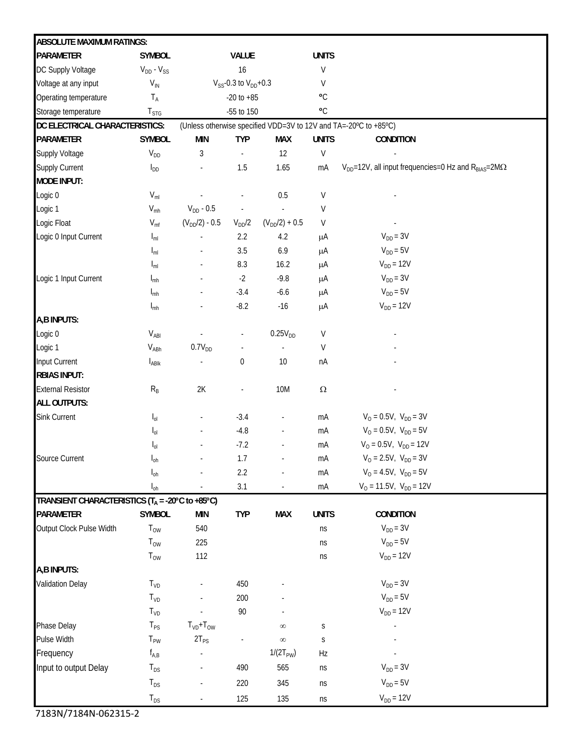## ABSOLUTE MAXIMUM RATINGS:

| PARAMETER | SYMBOL | VALUE | UNITS |
|---|---|---|---|
| DC Supply Voltage | $V_{DD} - V_{SS}$ | 16 | V |
| Voltage at any input | $V_{IN}$ | $V_{SS}$-0.3 to $V_{DD}$+0.3 | V |
| Operating temperature | $T_A$ | -20 to +85 | ºC |
| Storage temperature | $T_{STG}$ | -55 to 150 | ºC |

## DC ELECTRICAL CHARACTERISTICS:

(Unless otherwise specified VDD=3V to 12V and TA=-20ºC to +85ºC)

| PARAMETER | SYMBOL | MIN | TYP | MAX | UNITS | CONDITION |
|---|---|---|---|---|---|---|
| Supply Voltage | $V_{DD}$ | 3 | - | 12 | V | - |
| Supply Current | $I_{DD}$ | - | 1.5 | 1.65 | mA | $V_{DD}$=12V, all input frequencies=0 Hz and $R_{BIAS}$=2MΩ |
| **MODE INPUT:** | | | | | | |
| Logic 0 | $V_{ml}$ | - | - | 0.5 | V | - |
| Logic 1 | $V_{mh}$ | $V_{DD}$ - 0.5 | - | - | V | |
| Logic Float | $V_{mf}$ | ($V_{DD}$/2) - 0.5 | $V_{DD}$/2 | ($V_{DD}$/2) + 0.5 | V | - |
| Logic 0 Input Current | $I_{ml}$ | - | 2.2 | 4.2 | μA | $V_{DD}$ = 3V |
| | $I_{ml}$ | - | 3.5 | 6.9 | μA | $V_{DD}$ = 5V |
| | $I_{ml}$ | - | 8.3 | 16.2 | μA | $V_{DD}$ = 12V |
| Logic 1 Input Current | $I_{mh}$ | - | -2 | -9.8 | μA | $V_{DD}$ = 3V |
| | $I_{mh}$ | - | -3.4 | -6.6 | μA | $V_{DD}$ = 5V |
| | $I_{mh}$ | - | -8.2 | -16 | μA | $V_{DD}$ = 12V |
| **A,B INPUTS:** | | | | | | |
| Logic 0 | $V_{ABl}$ | - | - | 0.25$V_{DD}$ | V | - |
| Logic 1 | $V_{ABh}$ | 0.7$V_{DD}$ | - | - | V | - |
| Input Current | $I_{ABlk}$ | - | 0 | 10 | nA | - |
| **RBIAS INPUT:** | | | | | | |
| External Resistor | $R_B$ | 2K | - | 10M | Ω | - |
| **ALL OUTPUTS:** | | | | | | |
| Sink Current | $I_{ol}$ | - | -3.4 | - | mA | $V_O$ = 0.5V, $V_{DD}$ = 3V |
| | $I_{ol}$ | - | -4.8 | - | mA | $V_O$ = 0.5V, $V_{DD}$ = 5V |
| | $I_{ol}$ | - | -7.2 | - | mA | $V_O$ = 0.5V, $V_{DD}$ = 12V |
| Source Current | $I_{oh}$ | - | 1.7 | - | mA | $V_O$ = 2.5V, $V_{DD}$ = 3V |
| | $I_{oh}$ | - | 2.2 | - | mA | $V_O$ = 4.5V, $V_{DD}$ = 5V |
| | $I_{oh}$ | - | 3.1 | - | mA | $V_O$ = 11.5V, $V_{DD}$ = 12V |

## TRANSIENT CHARACTERISTICS ($T_A$ = -20ºC to +85ºC)

| PARAMETER | SYMBOL | MIN | TYP | MAX | UNITS | CONDITION |
|---|---|---|---|---|---|---|
| Output Clock Pulse Width | $T_{OW}$ | 540 | | | ns | $V_{DD}$ = 3V |
| | $T_{OW}$ | 225 | | | ns | $V_{DD}$ = 5V |
| | $T_{OW}$ | 112 | | | ns | $V_{DD}$ = 12V |
| **A,B INPUTS:** | | | | | | |
| Validation Delay | $T_{VD}$ | - | 450 | - | | $V_{DD}$ = 3V |
| | $T_{VD}$ | - | 200 | - | | $V_{DD}$ = 5V |
| | $T_{VD}$ | - | 90 | - | | $V_{DD}$ = 12V |
| Phase Delay | $T_{PS}$ | $T_{VD}$+$T_{OW}$ | | ∞ | s | - |
| Pulse Width | $T_{PW}$ | 2$T_{PS}$ | - | ∞ | s | - |
| Frequency | $f_{A,B}$ | - | | 1/(2$T_{PW}$) | Hz | - |
| Input to output Delay | $T_{DS}$ | - | 490 | 565 | ns | $V_{DD}$ = 3V |
| | $T_{DS}$ | - | 220 | 345 | ns | $V_{DD}$ = 5V |
| | $T_{DS}$ | - | 125 | 135 | ns | $V_{DD}$ = 12V |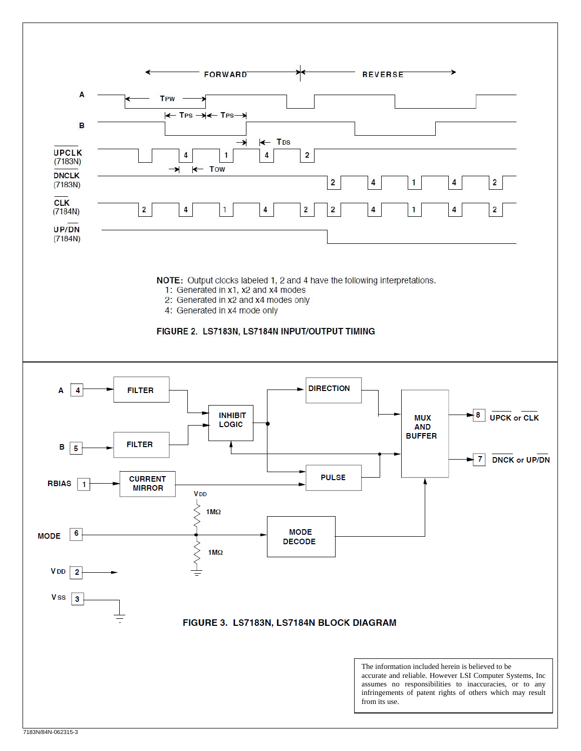NOTE: Output clocks labeled 1, 2 and 4 have the following interpretations.

1: Generated in x1, x2 and x4 modes

2: Generated in x2 and x4 modes only

4: Generated in x4 mode only

**FIGURE 2. LS7183N, LS7184N INPUT/OUTPUT TIMING**

**FIGURE 3. LS7183N, LS7184N BLOCK DIAGRAM**

The information included herein is believed to be accurate and reliable. However LSI Computer Systems, Inc assumes no responsibilities to inaccuracies, or to any infringements of patent rights of others which may result from its use.

7183N/84N-062315-3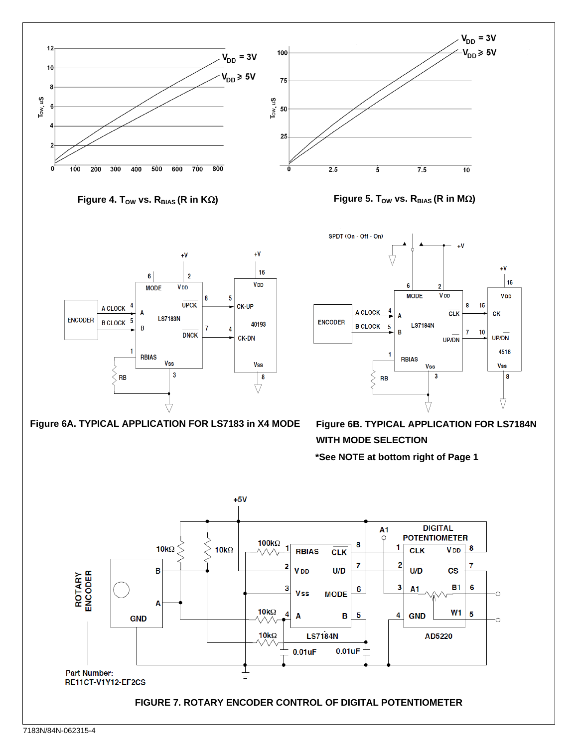12
10
8
6
4
2
0
$T_{OW}$, uS
100 200 300 400 500 600 700 800
$V_{DD}$ = 3V
$V_{DD} \geq$ 5V

**Figure 4. $T_{OW}$ vs. $R_{BIAS}$ (R in KΩ)**

100
75
50
25
0
$T_{OW}$, uS
2.5 5 7.5 10
$V_{DD}$ = 3V
$V_{DD} \geq$ 5V

**Figure 5. $T_{OW}$ vs. $R_{BIAS}$ (R in MΩ)**

ENCODER
A CLOCK
B CLOCK
LS7183N
MODE
VDD
UPCK
DNCK
RBIAS
Vss
RB
+V
40193
CK-UP
CK-DN
VDD
Vss

**Figure 6A. TYPICAL APPLICATION FOR LS7183 in X4 MODE**

SPDT (On - Off - On)
+V
ENCODER
A CLOCK
B CLOCK
LS7184N
MODE
VDD
CLK
UP/DN
RBIAS
Vss
RB
4516
CK
UP/DN
VDD
Vss

**Figure 6B. TYPICAL APPLICATION FOR LS7184N WITH MODE SELECTION**

***See NOTE at bottom right of Page 1**

+5V
ROTARY ENCODER
B
A
GND
10kΩ
10kΩ
100kΩ
10kΩ
10kΩ
0.01uF
0.01uF
RBIAS
VDD
Vss
A
CLK
U/D
MODE
B
LS7184N
A1
DIGITAL POTENTIOMETER
CLK
U/D
A1
GND
VDD
CS
B1
W1
AD5220
Part Number:
RE11CT-V1Y12-EF2CS

**FIGURE 7. ROTARY ENCODER CONTROL OF DIGITAL POTENTIOMETER**

7183N/84N-062315-4